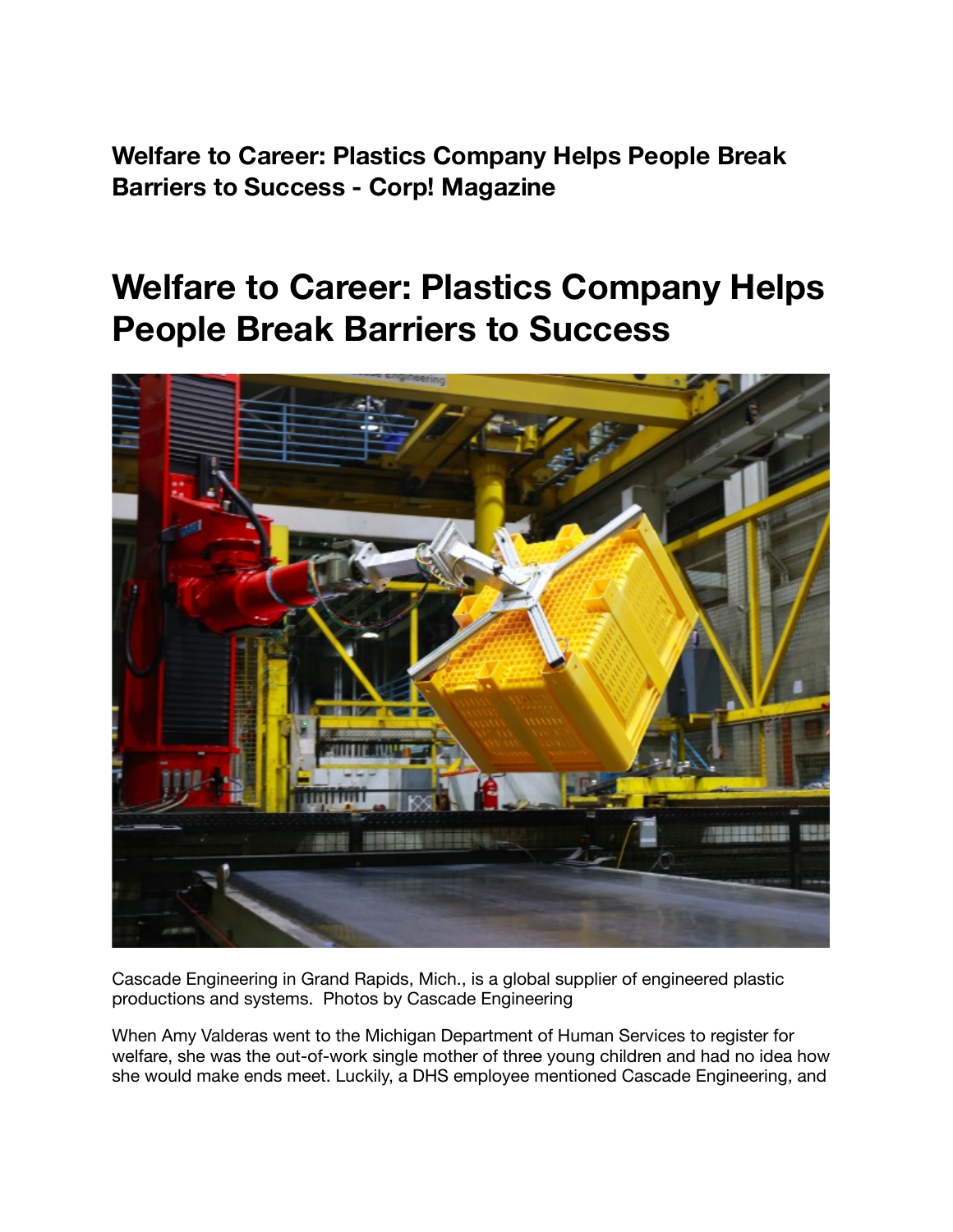**Welfare to Career: Plastics Company Helps People Break Barriers to Success - Corp! Magazine**

# Welfare to Career: Plastics Company Helps People Break Barriers to Success

Cascade Engineering in Grand Rapids, Mich., is a global supplier of engineered plastic productions and systems.  Photos by Cascade Engineering

When Amy Valderas went to the Michigan Department of Human Services to register for welfare, she was the out-of-work single mother of three young children and had no idea how she would make ends meet. Luckily, a DHS employee mentioned Cascade Engineering, and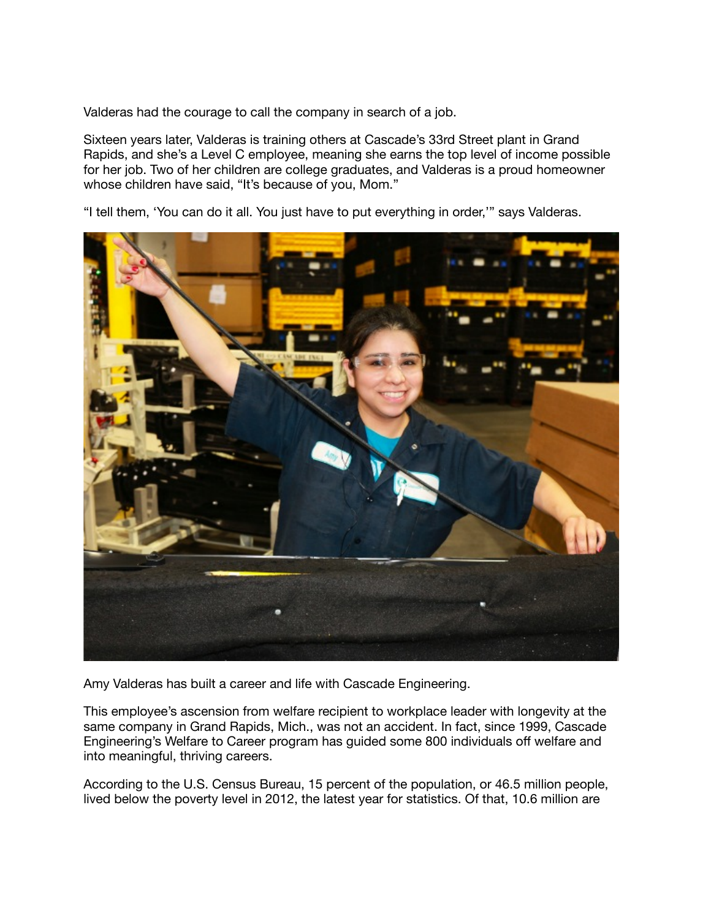Valderas had the courage to call the company in search of a job.

Sixteen years later, Valderas is training others at Cascade's 33rd Street plant in Grand Rapids, and she's a Level C employee, meaning she earns the top level of income possible for her job. Two of her children are college graduates, and Valderas is a proud homeowner whose children have said, "It's because of you, Mom."

"I tell them, 'You can do it all. You just have to put everything in order,'" says Valderas.

Amy Valderas has built a career and life with Cascade Engineering.

This employee's ascension from welfare recipient to workplace leader with longevity at the same company in Grand Rapids, Mich., was not an accident. In fact, since 1999, Cascade Engineering's Welfare to Career program has guided some 800 individuals off welfare and into meaningful, thriving careers.

According to the U.S. Census Bureau, 15 percent of the population, or 46.5 million people, lived below the poverty level in 2012, the latest year for statistics. Of that, 10.6 million are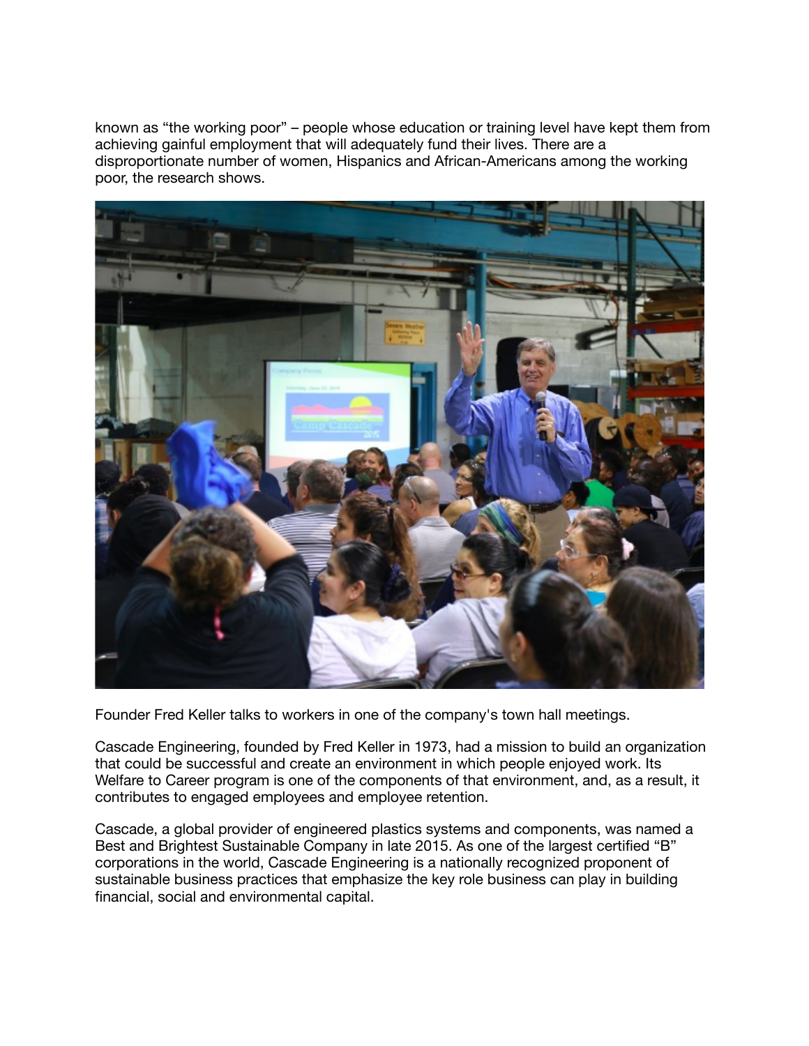known as "the working poor" – people whose education or training level have kept them from achieving gainful employment that will adequately fund their lives. There are a disproportionate number of women, Hispanics and African-Americans among the working poor, the research shows.

Founder Fred Keller talks to workers in one of the company's town hall meetings.

Cascade Engineering, founded by Fred Keller in 1973, had a mission to build an organization that could be successful and create an environment in which people enjoyed work. Its Welfare to Career program is one of the components of that environment, and, as a result, it contributes to engaged employees and employee retention.

Cascade, a global provider of engineered plastics systems and components, was named a Best and Brightest Sustainable Company in late 2015. As one of the largest certified "B" corporations in the world, Cascade Engineering is a nationally recognized proponent of sustainable business practices that emphasize the key role business can play in building financial, social and environmental capital.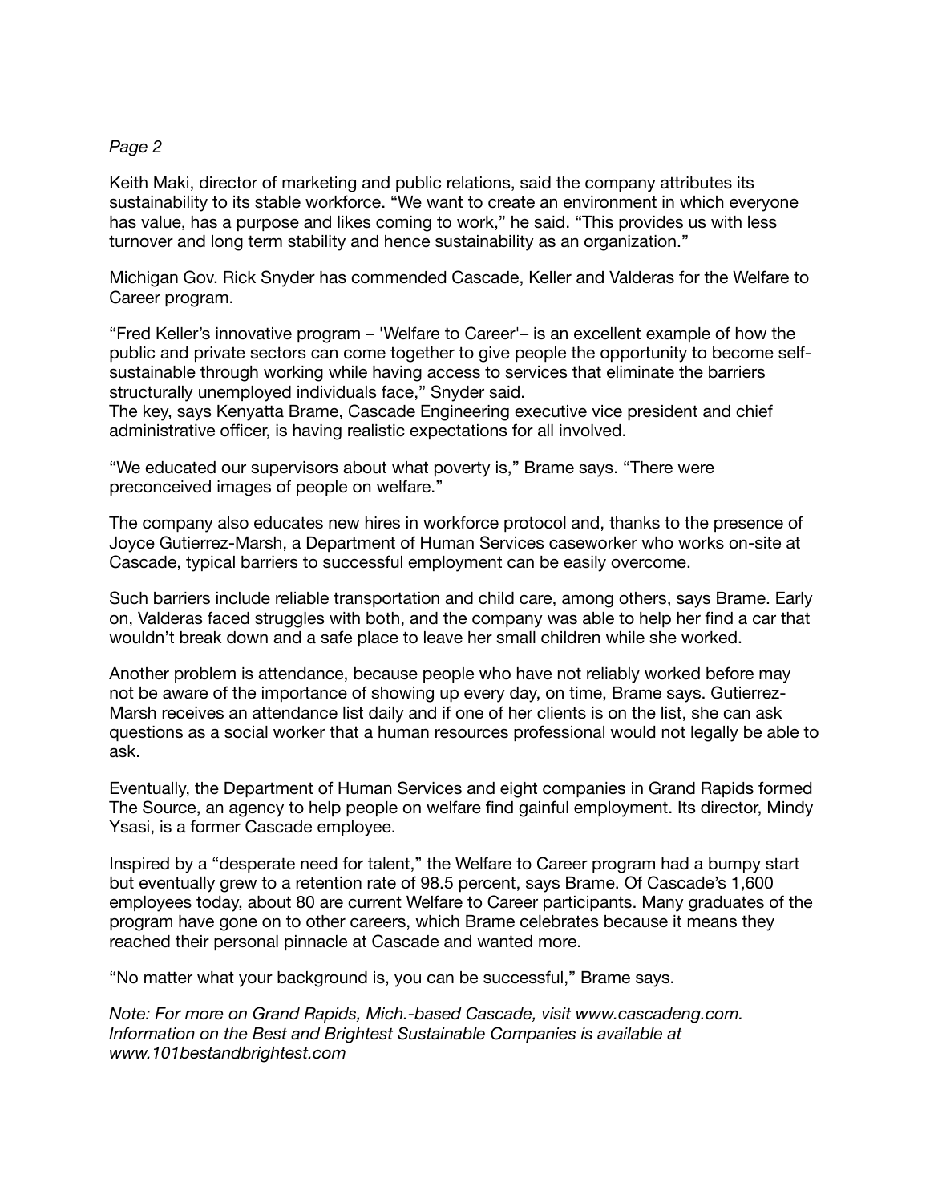*Page 2*

Keith Maki, director of marketing and public relations, said the company attributes its sustainability to its stable workforce. “We want to create an environment in which everyone has value, has a purpose and likes coming to work,” he said. “This provides us with less turnover and long term stability and hence sustainability as an organization.”

Michigan Gov. Rick Snyder has commended Cascade, Keller and Valderas for the Welfare to Career program.

“Fred Keller’s innovative program – 'Welfare to Career'– is an excellent example of how the public and private sectors can come together to give people the opportunity to become self-sustainable through working while having access to services that eliminate the barriers structurally unemployed individuals face,” Snyder said.
The key, says Kenyatta Brame, Cascade Engineering executive vice president and chief administrative officer, is having realistic expectations for all involved.

“We educated our supervisors about what poverty is,” Brame says. “There were preconceived images of people on welfare.”

The company also educates new hires in workforce protocol and, thanks to the presence of Joyce Gutierrez-Marsh, a Department of Human Services caseworker who works on-site at Cascade, typical barriers to successful employment can be easily overcome.

Such barriers include reliable transportation and child care, among others, says Brame. Early on, Valderas faced struggles with both, and the company was able to help her find a car that wouldn’t break down and a safe place to leave her small children while she worked.

Another problem is attendance, because people who have not reliably worked before may not be aware of the importance of showing up every day, on time, Brame says. Gutierrez-Marsh receives an attendance list daily and if one of her clients is on the list, she can ask questions as a social worker that a human resources professional would not legally be able to ask.

Eventually, the Department of Human Services and eight companies in Grand Rapids formed The Source, an agency to help people on welfare find gainful employment. Its director, Mindy Ysasi, is a former Cascade employee.

Inspired by a “desperate need for talent,” the Welfare to Career program had a bumpy start but eventually grew to a retention rate of 98.5 percent, says Brame. Of Cascade’s 1,600 employees today, about 80 are current Welfare to Career participants. Many graduates of the program have gone on to other careers, which Brame celebrates because it means they reached their personal pinnacle at Cascade and wanted more.

“No matter what your background is, you can be successful,” Brame says.

*Note: For more on Grand Rapids, Mich.-based Cascade, visit www.cascadeng.com. Information on the Best and Brightest Sustainable Companies is available at www.101bestandbrightest.com*